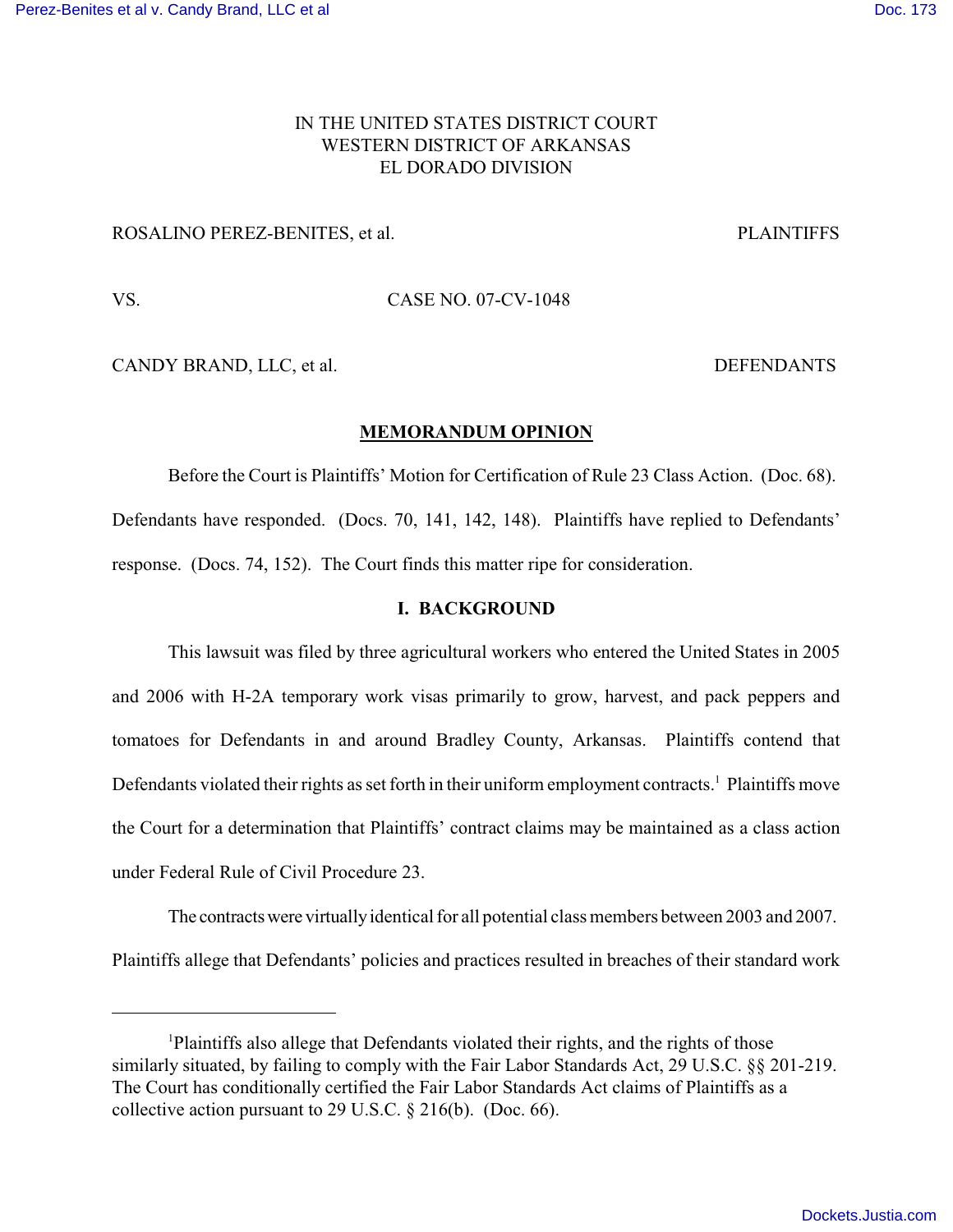IN THE UNITED STATES DISTRICT COURT
WESTERN DISTRICT OF ARKANSAS
EL DORADO DIVISION

ROSALINO PEREZ-BENITES, et al. PLAINTIFFS

VS. CASE NO. 07-CV-1048

CANDY BRAND, LLC, et al. DEFENDANTS

## MEMORANDUM OPINION

Before the Court is Plaintiffs' Motion for Certification of Rule 23 Class Action. (Doc. 68). Defendants have responded. (Docs. 70, 141, 142, 148). Plaintiffs have replied to Defendants' response. (Docs. 74, 152). The Court finds this matter ripe for consideration.

### I. BACKGROUND

This lawsuit was filed by three agricultural workers who entered the United States in 2005 and 2006 with H-2A temporary work visas primarily to grow, harvest, and pack peppers and tomatoes for Defendants in and around Bradley County, Arkansas. Plaintiffs contend that Defendants violated their rights as set forth in their uniform employment contracts.[1] Plaintiffs move the Court for a determination that Plaintiffs' contract claims may be maintained as a class action under Federal Rule of Civil Procedure 23.

The contracts were virtually identical for all potential class members between 2003 and 2007. Plaintiffs allege that Defendants' policies and practices resulted in breaches of their standard work

[1]Plaintiffs also allege that Defendants violated their rights, and the rights of those similarly situated, by failing to comply with the Fair Labor Standards Act, 29 U.S.C. §§ 201-219. The Court has conditionally certified the Fair Labor Standards Act claims of Plaintiffs as a collective action pursuant to 29 U.S.C. § 216(b). (Doc. 66).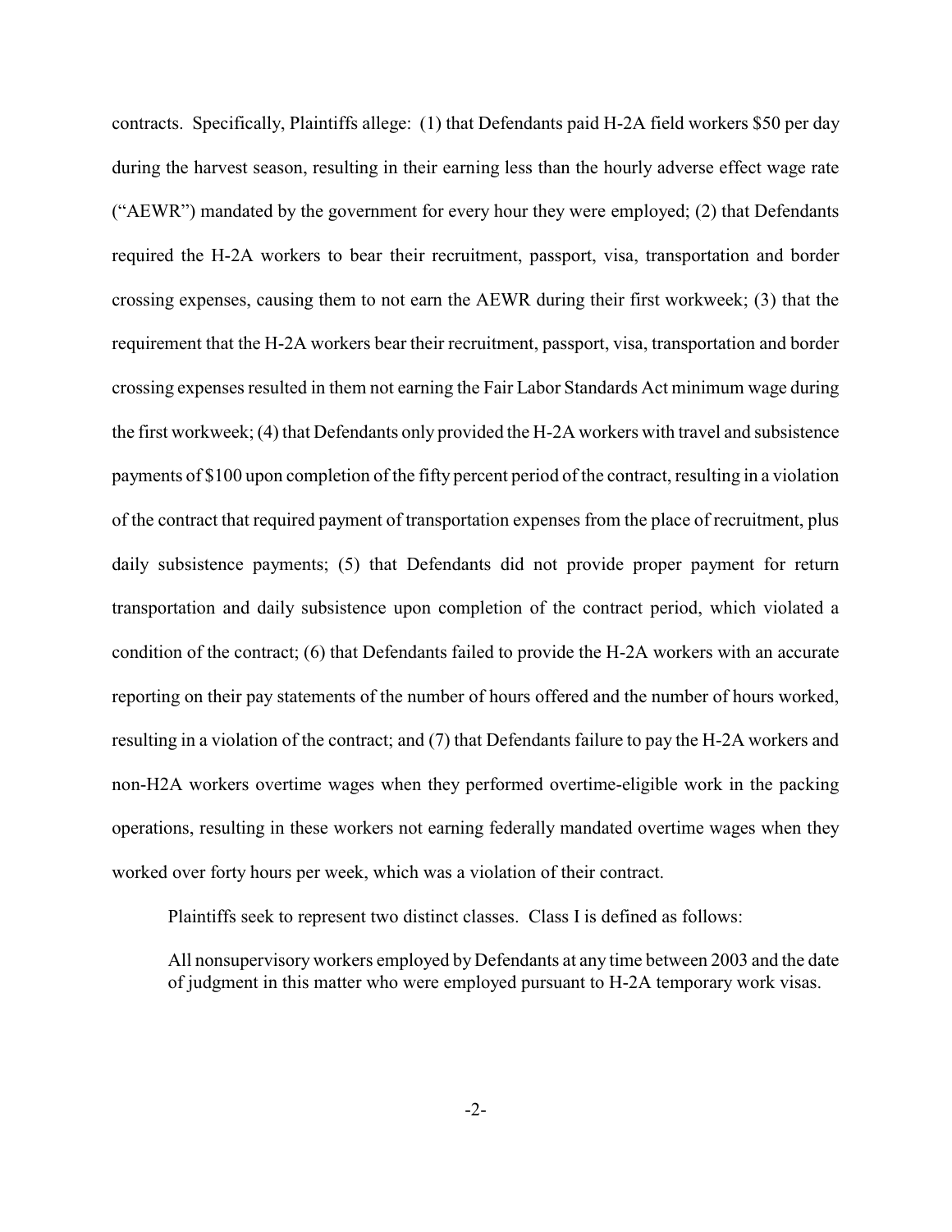contracts. Specifically, Plaintiffs allege: (1) that Defendants paid H-2A field workers $50 per day during the harvest season, resulting in their earning less than the hourly adverse effect wage rate ("AEWR") mandated by the government for every hour they were employed; (2) that Defendants required the H-2A workers to bear their recruitment, passport, visa, transportation and border crossing expenses, causing them to not earn the AEWR during their first workweek; (3) that the requirement that the H-2A workers bear their recruitment, passport, visa, transportation and border crossing expenses resulted in them not earning the Fair Labor Standards Act minimum wage during the first workweek; (4) that Defendants only provided the H-2A workers with travel and subsistence payments of $100 upon completion of the fifty percent period of the contract, resulting in a violation of the contract that required payment of transportation expenses from the place of recruitment, plus daily subsistence payments; (5) that Defendants did not provide proper payment for return transportation and daily subsistence upon completion of the contract period, which violated a condition of the contract; (6) that Defendants failed to provide the H-2A workers with an accurate reporting on their pay statements of the number of hours offered and the number of hours worked, resulting in a violation of the contract; and (7) that Defendants failure to pay the H-2A workers and non-H2A workers overtime wages when they performed overtime-eligible work in the packing operations, resulting in these workers not earning federally mandated overtime wages when they worked over forty hours per week, which was a violation of their contract.

Plaintiffs seek to represent two distinct classes. Class I is defined as follows:

> All nonsupervisory workers employed by Defendants at any time between 2003 and the date of judgment in this matter who were employed pursuant to H-2A temporary work visas.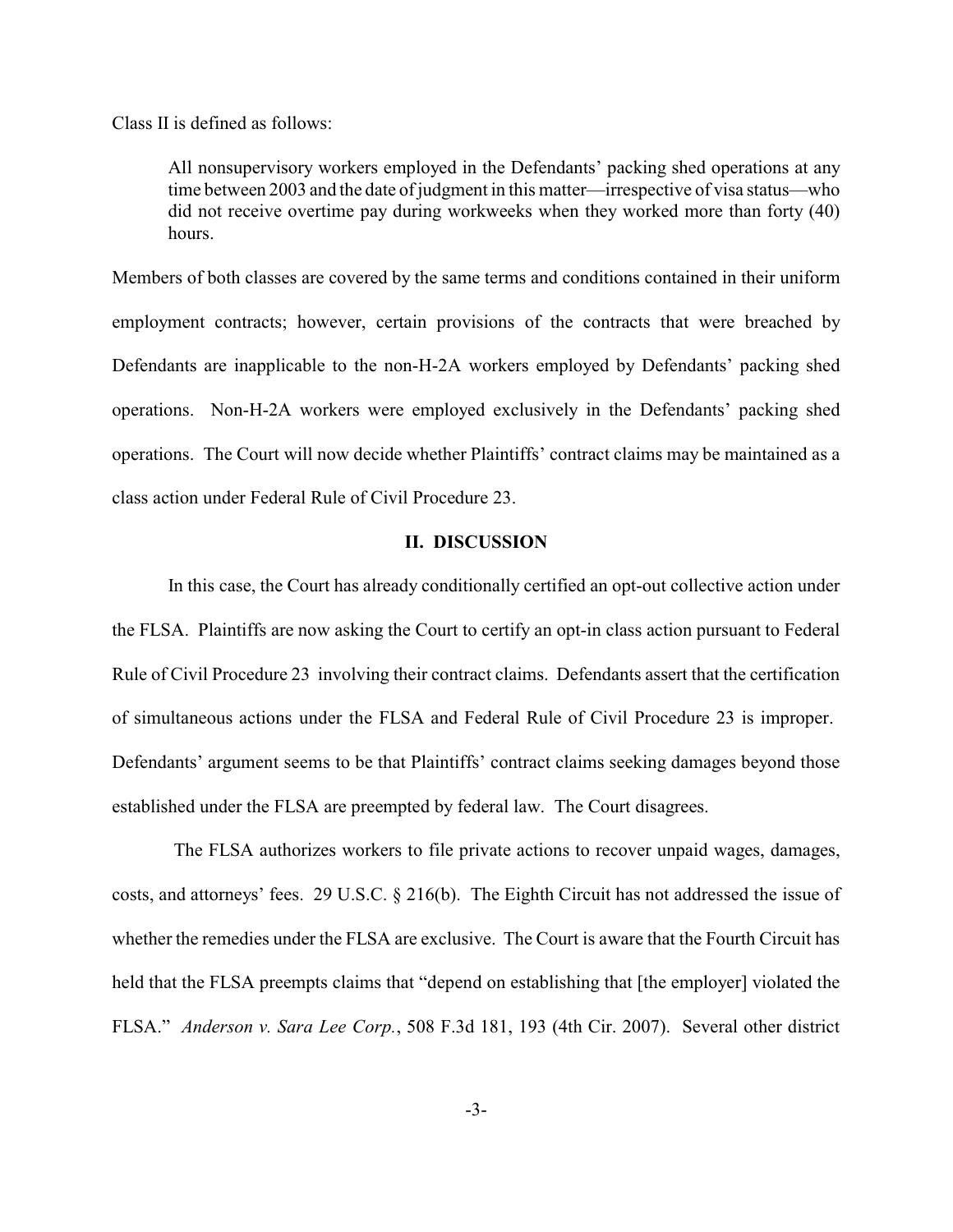Class II is defined as follows:

> All nonsupervisory workers employed in the Defendants' packing shed operations at any time between 2003 and the date of judgment in this matter—irrespective of visa status—who did not receive overtime pay during workweeks when they worked more than forty (40) hours.

Members of both classes are covered by the same terms and conditions contained in their uniform employment contracts; however, certain provisions of the contracts that were breached by Defendants are inapplicable to the non-H-2A workers employed by Defendants' packing shed operations. Non-H-2A workers were employed exclusively in the Defendants' packing shed operations. The Court will now decide whether Plaintiffs' contract claims may be maintained as a class action under Federal Rule of Civil Procedure 23.

## II. DISCUSSION

In this case, the Court has already conditionally certified an opt-out collective action under the FLSA. Plaintiffs are now asking the Court to certify an opt-in class action pursuant to Federal Rule of Civil Procedure 23 involving their contract claims. Defendants assert that the certification of simultaneous actions under the FLSA and Federal Rule of Civil Procedure 23 is improper. Defendants' argument seems to be that Plaintiffs' contract claims seeking damages beyond those established under the FLSA are preempted by federal law. The Court disagrees.

The FLSA authorizes workers to file private actions to recover unpaid wages, damages, costs, and attorneys' fees. 29 U.S.C. § 216(b). The Eighth Circuit has not addressed the issue of whether the remedies under the FLSA are exclusive. The Court is aware that the Fourth Circuit has held that the FLSA preempts claims that "depend on establishing that [the employer] violated the FLSA." *Anderson v. Sara Lee Corp.*, 508 F.3d 181, 193 (4th Cir. 2007). Several other district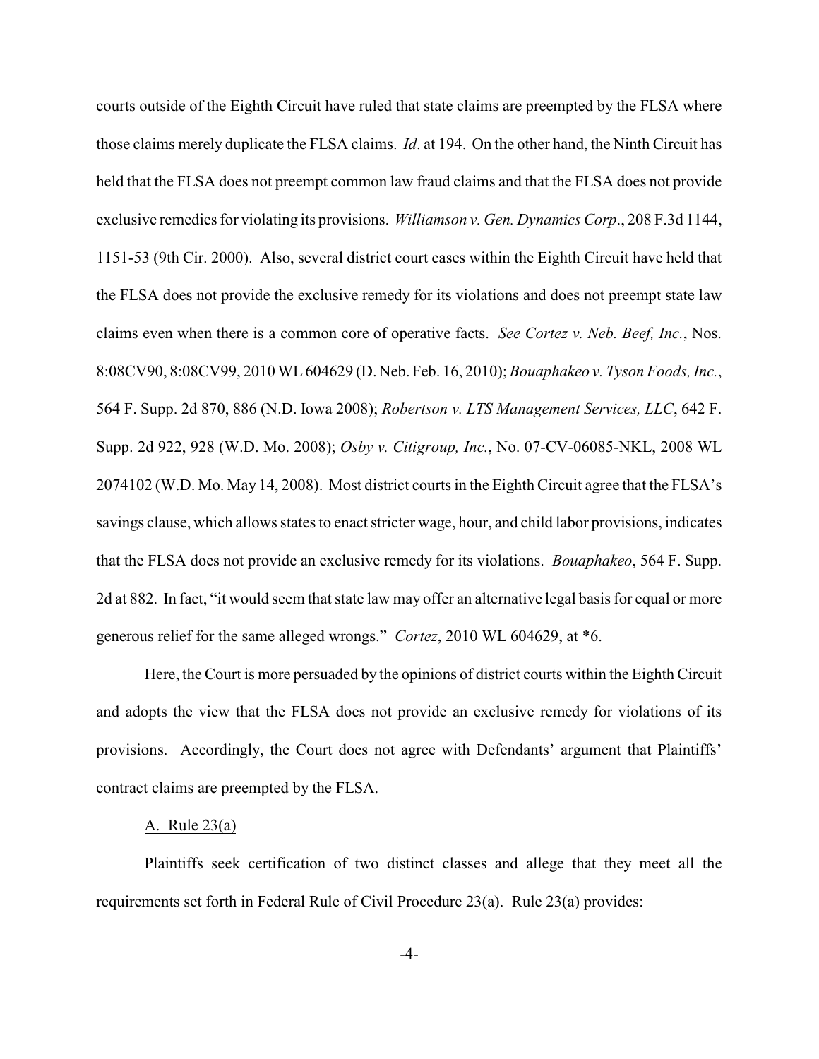courts outside of the Eighth Circuit have ruled that state claims are preempted by the FLSA where those claims merely duplicate the FLSA claims. *Id*. at 194. On the other hand, the Ninth Circuit has held that the FLSA does not preempt common law fraud claims and that the FLSA does not provide exclusive remedies for violating its provisions. *Williamson v. Gen. Dynamics Corp*., 208 F.3d 1144, 1151-53 (9th Cir. 2000). Also, several district court cases within the Eighth Circuit have held that the FLSA does not provide the exclusive remedy for its violations and does not preempt state law claims even when there is a common core of operative facts. *See Cortez v. Neb. Beef, Inc.*, Nos. 8:08CV90, 8:08CV99, 2010 WL 604629 (D. Neb. Feb. 16, 2010); *Bouaphakeo v. Tyson Foods, Inc.*, 564 F. Supp. 2d 870, 886 (N.D. Iowa 2008); *Robertson v. LTS Management Services, LLC*, 642 F. Supp. 2d 922, 928 (W.D. Mo. 2008); *Osby v. Citigroup, Inc.*, No. 07-CV-06085-NKL, 2008 WL 2074102 (W.D. Mo. May 14, 2008). Most district courts in the Eighth Circuit agree that the FLSA's savings clause, which allows states to enact stricter wage, hour, and child labor provisions, indicates that the FLSA does not provide an exclusive remedy for its violations. *Bouaphakeo*, 564 F. Supp. 2d at 882. In fact, "it would seem that state law may offer an alternative legal basis for equal or more generous relief for the same alleged wrongs." *Cortez*, 2010 WL 604629, at *6.

Here, the Court is more persuaded by the opinions of district courts within the Eighth Circuit and adopts the view that the FLSA does not provide an exclusive remedy for violations of its provisions. Accordingly, the Court does not agree with Defendants' argument that Plaintiffs' contract claims are preempted by the FLSA.

A. Rule 23(a)

Plaintiffs seek certification of two distinct classes and allege that they meet all the requirements set forth in Federal Rule of Civil Procedure 23(a). Rule 23(a) provides: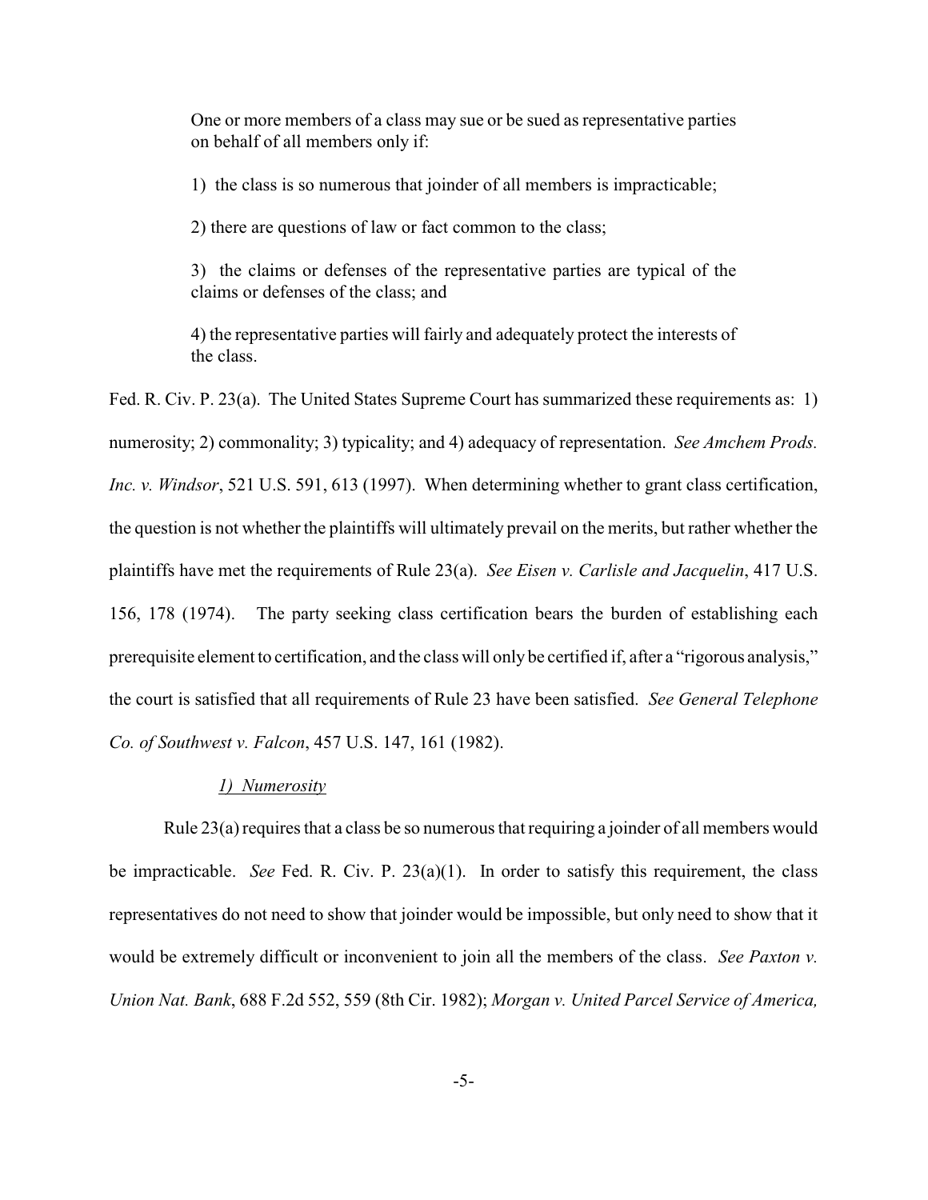> One or more members of a class may sue or be sued as representative parties on behalf of all members only if:
>
> 1) the class is so numerous that joinder of all members is impracticable;
>
> 2) there are questions of law or fact common to the class;
>
> 3) the claims or defenses of the representative parties are typical of the claims or defenses of the class; and
>
> 4) the representative parties will fairly and adequately protect the interests of the class.

Fed. R. Civ. P. 23(a). The United States Supreme Court has summarized these requirements as: 1) numerosity; 2) commonality; 3) typicality; and 4) adequacy of representation. *See Amchem Prods. Inc. v. Windsor*, 521 U.S. 591, 613 (1997). When determining whether to grant class certification, the question is not whether the plaintiffs will ultimately prevail on the merits, but rather whether the plaintiffs have met the requirements of Rule 23(a). *See Eisen v. Carlisle and Jacquelin*, 417 U.S. 156, 178 (1974). The party seeking class certification bears the burden of establishing each prerequisite element to certification, and the class will only be certified if, after a "rigorous analysis," the court is satisfied that all requirements of Rule 23 have been satisfied. *See General Telephone Co. of Southwest v. Falcon*, 457 U.S. 147, 161 (1982).

*1) Numerosity*

Rule 23(a) requires that a class be so numerous that requiring a joinder of all members would be impracticable. *See* Fed. R. Civ. P. 23(a)(1). In order to satisfy this requirement, the class representatives do not need to show that joinder would be impossible, but only need to show that it would be extremely difficult or inconvenient to join all the members of the class. *See Paxton v. Union Nat. Bank*, 688 F.2d 552, 559 (8th Cir. 1982); *Morgan v. United Parcel Service of America,*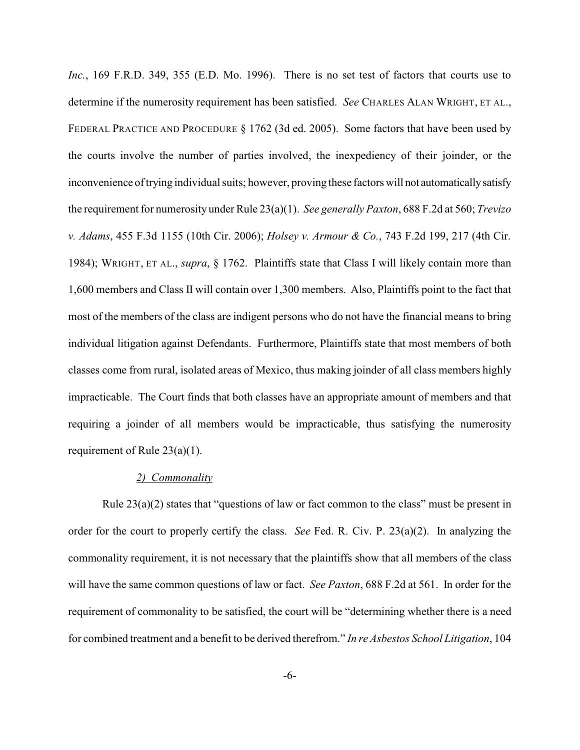*Inc.*, 169 F.R.D. 349, 355 (E.D. Mo. 1996). There is no set test of factors that courts use to determine if the numerosity requirement has been satisfied. *See* CHARLES ALAN WRIGHT, ET AL., FEDERAL PRACTICE AND PROCEDURE § 1762 (3d ed. 2005). Some factors that have been used by the courts involve the number of parties involved, the inexpediency of their joinder, or the inconvenience of trying individual suits; however, proving these factors will not automatically satisfy the requirement for numerosity under Rule 23(a)(1). *See generally Paxton*, 688 F.2d at 560; *Trevizo v. Adams*, 455 F.3d 1155 (10th Cir. 2006); *Holsey v. Armour & Co.*, 743 F.2d 199, 217 (4th Cir. 1984); WRIGHT, ET AL., *supra*, § 1762. Plaintiffs state that Class I will likely contain more than 1,600 members and Class II will contain over 1,300 members. Also, Plaintiffs point to the fact that most of the members of the class are indigent persons who do not have the financial means to bring individual litigation against Defendants. Furthermore, Plaintiffs state that most members of both classes come from rural, isolated areas of Mexico, thus making joinder of all class members highly impracticable. The Court finds that both classes have an appropriate amount of members and that requiring a joinder of all members would be impracticable, thus satisfying the numerosity requirement of Rule 23(a)(1).

*2) Commonality*

Rule 23(a)(2) states that "questions of law or fact common to the class" must be present in order for the court to properly certify the class. *See* Fed. R. Civ. P. 23(a)(2). In analyzing the commonality requirement, it is not necessary that the plaintiffs show that all members of the class will have the same common questions of law or fact. *See Paxton*, 688 F.2d at 561. In order for the requirement of commonality to be satisfied, the court will be "determining whether there is a need for combined treatment and a benefit to be derived therefrom." *In re Asbestos School Litigation*, 104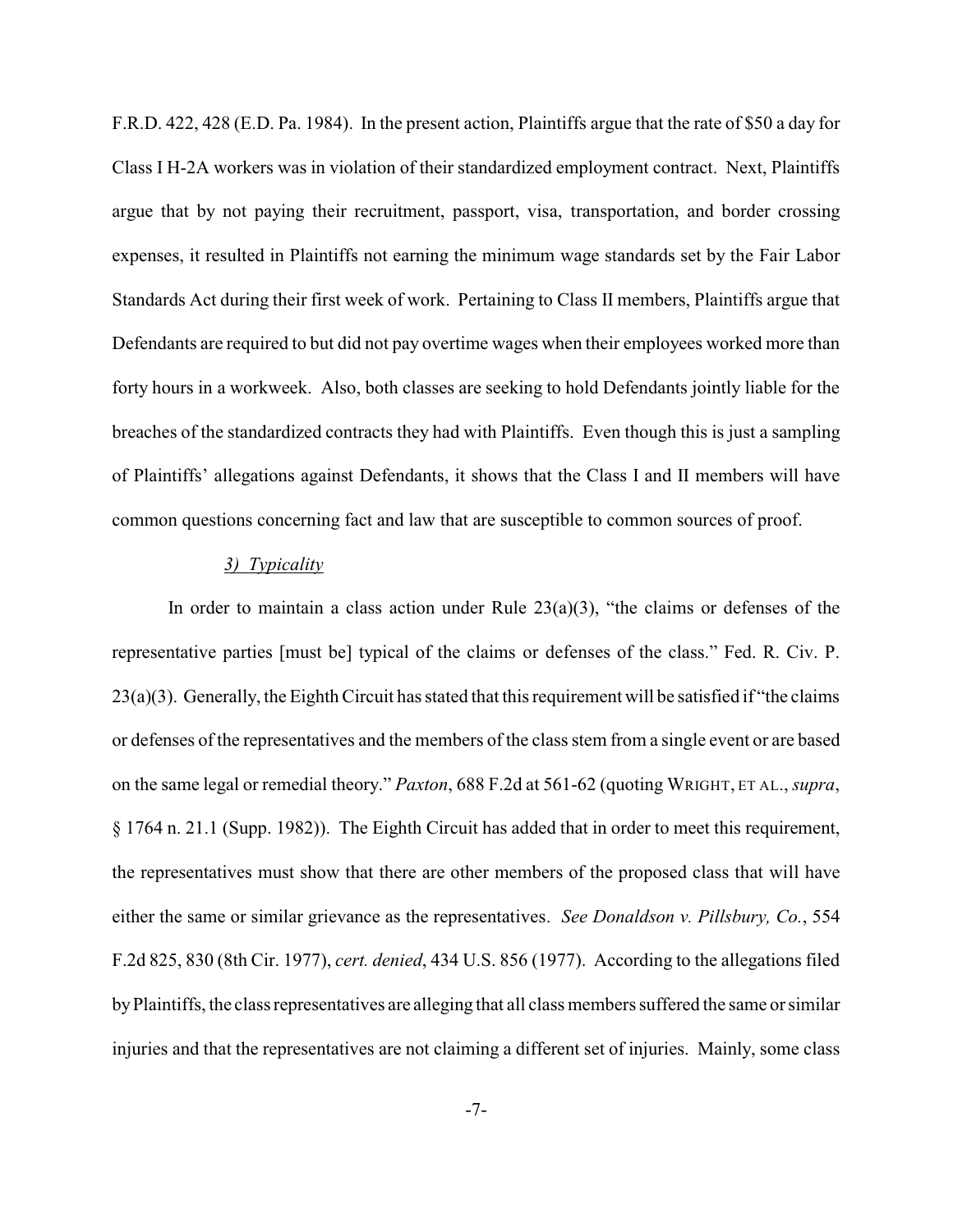F.R.D. 422, 428 (E.D. Pa. 1984). In the present action, Plaintiffs argue that the rate of $50 a day for Class I H-2A workers was in violation of their standardized employment contract. Next, Plaintiffs argue that by not paying their recruitment, passport, visa, transportation, and border crossing expenses, it resulted in Plaintiffs not earning the minimum wage standards set by the Fair Labor Standards Act during their first week of work. Pertaining to Class II members, Plaintiffs argue that Defendants are required to but did not pay overtime wages when their employees worked more than forty hours in a workweek. Also, both classes are seeking to hold Defendants jointly liable for the breaches of the standardized contracts they had with Plaintiffs. Even though this is just a sampling of Plaintiffs' allegations against Defendants, it shows that the Class I and II members will have common questions concerning fact and law that are susceptible to common sources of proof.

### *3) Typicality*

In order to maintain a class action under Rule 23(a)(3), "the claims or defenses of the representative parties [must be] typical of the claims or defenses of the class." Fed. R. Civ. P. 23(a)(3). Generally, the Eighth Circuit has stated that this requirement will be satisfied if "the claims or defenses of the representatives and the members of the class stem from a single event or are based on the same legal or remedial theory." *Paxton*, 688 F.2d at 561-62 (quoting WRIGHT, ET AL., *supra*, § 1764 n. 21.1 (Supp. 1982)). The Eighth Circuit has added that in order to meet this requirement, the representatives must show that there are other members of the proposed class that will have either the same or similar grievance as the representatives. *See Donaldson v. Pillsbury, Co.*, 554 F.2d 825, 830 (8th Cir. 1977), *cert. denied*, 434 U.S. 856 (1977). According to the allegations filed by Plaintiffs, the class representatives are alleging that all class members suffered the same or similar injuries and that the representatives are not claiming a different set of injuries. Mainly, some class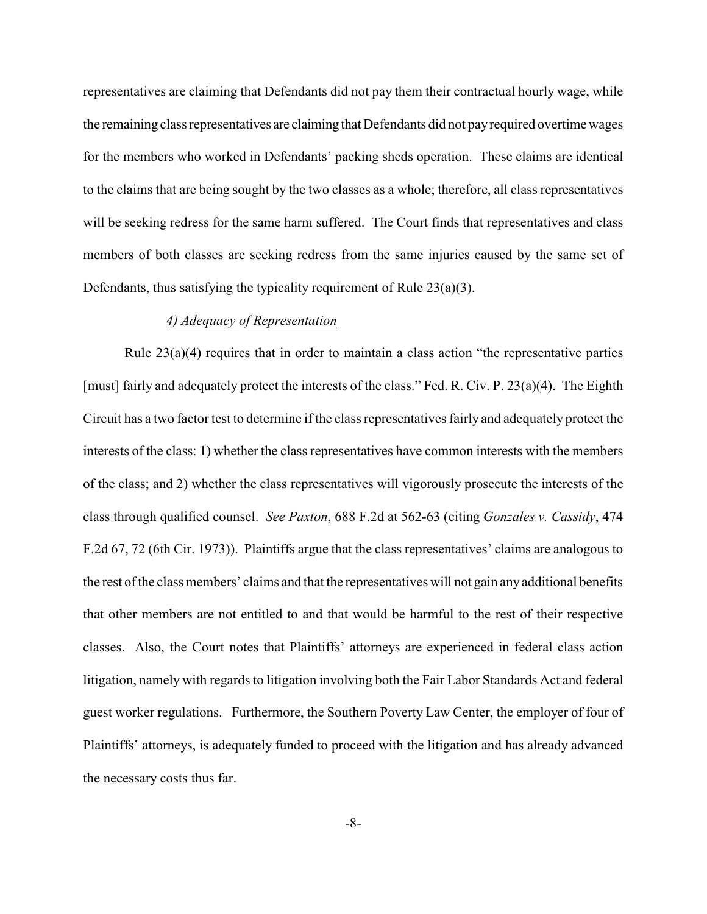representatives are claiming that Defendants did not pay them their contractual hourly wage, while the remaining class representatives are claiming that Defendants did not pay required overtime wages for the members who worked in Defendants' packing sheds operation. These claims are identical to the claims that are being sought by the two classes as a whole; therefore, all class representatives will be seeking redress for the same harm suffered. The Court finds that representatives and class members of both classes are seeking redress from the same injuries caused by the same set of Defendants, thus satisfying the typicality requirement of Rule 23(a)(3).

*4) Adequacy of Representation*

Rule 23(a)(4) requires that in order to maintain a class action "the representative parties [must] fairly and adequately protect the interests of the class." Fed. R. Civ. P. 23(a)(4). The Eighth Circuit has a two factor test to determine if the class representatives fairly and adequately protect the interests of the class: 1) whether the class representatives have common interests with the members of the class; and 2) whether the class representatives will vigorously prosecute the interests of the class through qualified counsel. *See Paxton*, 688 F.2d at 562-63 (citing *Gonzales v. Cassidy*, 474 F.2d 67, 72 (6th Cir. 1973)). Plaintiffs argue that the class representatives' claims are analogous to the rest of the class members' claims and that the representatives will not gain any additional benefits that other members are not entitled to and that would be harmful to the rest of their respective classes. Also, the Court notes that Plaintiffs' attorneys are experienced in federal class action litigation, namely with regards to litigation involving both the Fair Labor Standards Act and federal guest worker regulations. Furthermore, the Southern Poverty Law Center, the employer of four of Plaintiffs' attorneys, is adequately funded to proceed with the litigation and has already advanced the necessary costs thus far.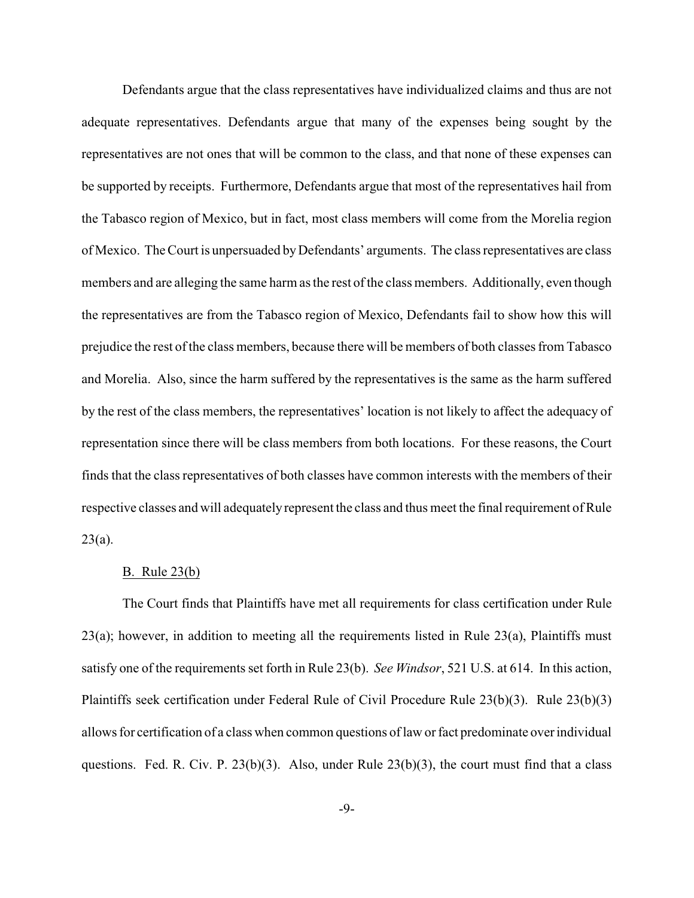Defendants argue that the class representatives have individualized claims and thus are not adequate representatives. Defendants argue that many of the expenses being sought by the representatives are not ones that will be common to the class, and that none of these expenses can be supported by receipts. Furthermore, Defendants argue that most of the representatives hail from the Tabasco region of Mexico, but in fact, most class members will come from the Morelia region of Mexico. The Court is unpersuaded by Defendants' arguments. The class representatives are class members and are alleging the same harm as the rest of the class members. Additionally, even though the representatives are from the Tabasco region of Mexico, Defendants fail to show how this will prejudice the rest of the class members, because there will be members of both classes from Tabasco and Morelia. Also, since the harm suffered by the representatives is the same as the harm suffered by the rest of the class members, the representatives' location is not likely to affect the adequacy of representation since there will be class members from both locations. For these reasons, the Court finds that the class representatives of both classes have common interests with the members of their respective classes and will adequately represent the class and thus meet the final requirement of Rule 23(a).

B. Rule 23(b)

The Court finds that Plaintiffs have met all requirements for class certification under Rule 23(a); however, in addition to meeting all the requirements listed in Rule 23(a), Plaintiffs must satisfy one of the requirements set forth in Rule 23(b). *See Windsor*, 521 U.S. at 614. In this action, Plaintiffs seek certification under Federal Rule of Civil Procedure Rule 23(b)(3). Rule 23(b)(3) allows for certification of a class when common questions of law or fact predominate over individual questions. Fed. R. Civ. P. 23(b)(3). Also, under Rule 23(b)(3), the court must find that a class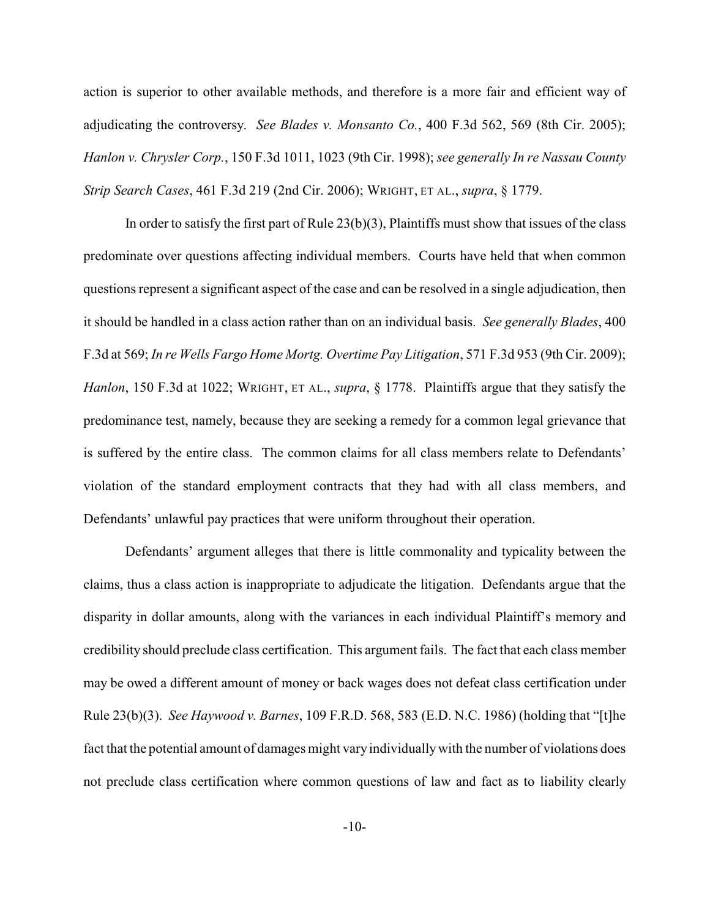action is superior to other available methods, and therefore is a more fair and efficient way of adjudicating the controversy. *See Blades v. Monsanto Co.*, 400 F.3d 562, 569 (8th Cir. 2005); *Hanlon v. Chrysler Corp.*, 150 F.3d 1011, 1023 (9th Cir. 1998); *see generally In re Nassau County Strip Search Cases*, 461 F.3d 219 (2nd Cir. 2006); WRIGHT, ET AL., *supra*, § 1779.

In order to satisfy the first part of Rule 23(b)(3), Plaintiffs must show that issues of the class predominate over questions affecting individual members. Courts have held that when common questions represent a significant aspect of the case and can be resolved in a single adjudication, then it should be handled in a class action rather than on an individual basis. *See generally Blades*, 400 F.3d at 569; *In re Wells Fargo Home Mortg. Overtime Pay Litigation*, 571 F.3d 953 (9th Cir. 2009); *Hanlon*, 150 F.3d at 1022; WRIGHT, ET AL., *supra*, § 1778. Plaintiffs argue that they satisfy the predominance test, namely, because they are seeking a remedy for a common legal grievance that is suffered by the entire class. The common claims for all class members relate to Defendants' violation of the standard employment contracts that they had with all class members, and Defendants' unlawful pay practices that were uniform throughout their operation.

Defendants' argument alleges that there is little commonality and typicality between the claims, thus a class action is inappropriate to adjudicate the litigation. Defendants argue that the disparity in dollar amounts, along with the variances in each individual Plaintiff's memory and credibility should preclude class certification. This argument fails. The fact that each class member may be owed a different amount of money or back wages does not defeat class certification under Rule 23(b)(3). *See Haywood v. Barnes*, 109 F.R.D. 568, 583 (E.D. N.C. 1986) (holding that "[t]he fact that the potential amount of damages might vary individually with the number of violations does not preclude class certification where common questions of law and fact as to liability clearly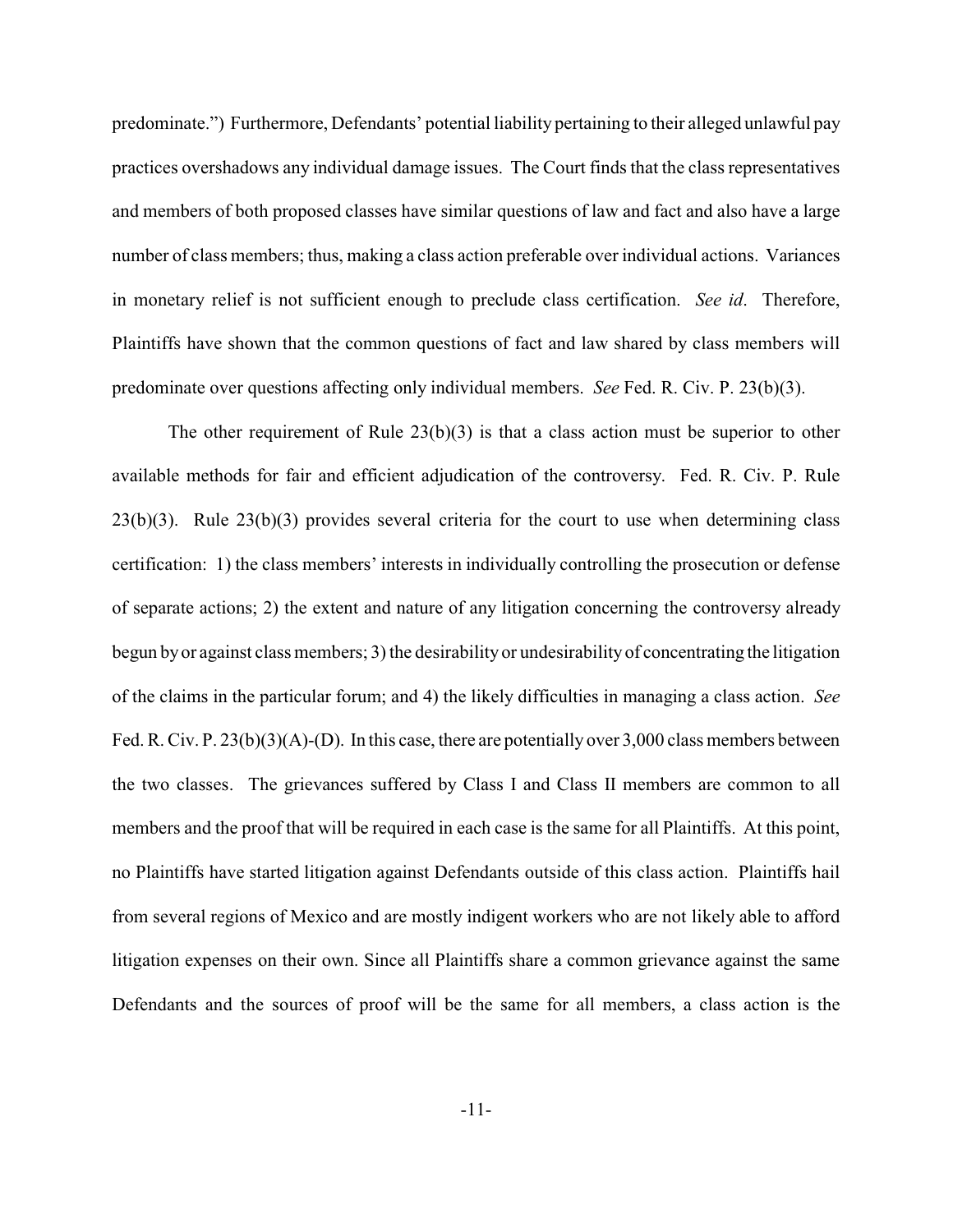predominate.") Furthermore, Defendants' potential liability pertaining to their alleged unlawful pay practices overshadows any individual damage issues. The Court finds that the class representatives and members of both proposed classes have similar questions of law and fact and also have a large number of class members; thus, making a class action preferable over individual actions. Variances in monetary relief is not sufficient enough to preclude class certification. *See id*. Therefore, Plaintiffs have shown that the common questions of fact and law shared by class members will predominate over questions affecting only individual members. *See* Fed. R. Civ. P. 23(b)(3).

The other requirement of Rule 23(b)(3) is that a class action must be superior to other available methods for fair and efficient adjudication of the controversy. Fed. R. Civ. P. Rule 23(b)(3). Rule 23(b)(3) provides several criteria for the court to use when determining class certification: 1) the class members' interests in individually controlling the prosecution or defense of separate actions; 2) the extent and nature of any litigation concerning the controversy already begun by or against class members; 3) the desirability or undesirability of concentrating the litigation of the claims in the particular forum; and 4) the likely difficulties in managing a class action. *See* Fed. R. Civ. P. 23(b)(3)(A)-(D). In this case, there are potentially over 3,000 class members between the two classes. The grievances suffered by Class I and Class II members are common to all members and the proof that will be required in each case is the same for all Plaintiffs. At this point, no Plaintiffs have started litigation against Defendants outside of this class action. Plaintiffs hail from several regions of Mexico and are mostly indigent workers who are not likely able to afford litigation expenses on their own. Since all Plaintiffs share a common grievance against the same Defendants and the sources of proof will be the same for all members, a class action is the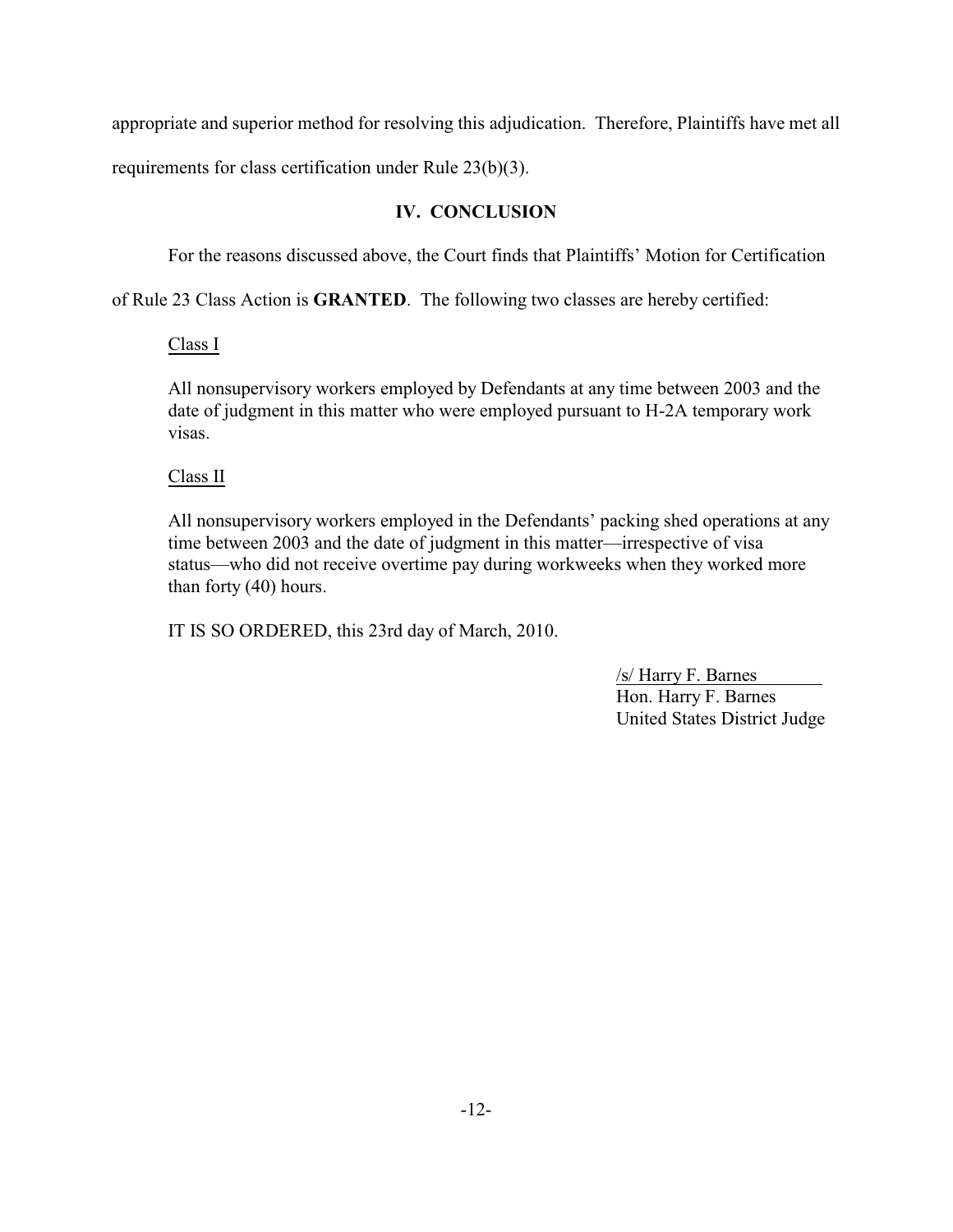appropriate and superior method for resolving this adjudication. Therefore, Plaintiffs have met all requirements for class certification under Rule 23(b)(3).

## IV. CONCLUSION

For the reasons discussed above, the Court finds that Plaintiffs' Motion for Certification of Rule 23 Class Action is **GRANTED**. The following two classes are hereby certified:

> Class I
>
> All nonsupervisory workers employed by Defendants at any time between 2003 and the date of judgment in this matter who were employed pursuant to H-2A temporary work visas.
>
> Class II
>
> All nonsupervisory workers employed in the Defendants' packing shed operations at any time between 2003 and the date of judgment in this matter—irrespective of visa status—who did not receive overtime pay during workweeks when they worked more than forty (40) hours.

IT IS SO ORDERED, this 23rd day of March, 2010.

/s/ Harry F. Barnes
Hon. Harry F. Barnes
United States District Judge